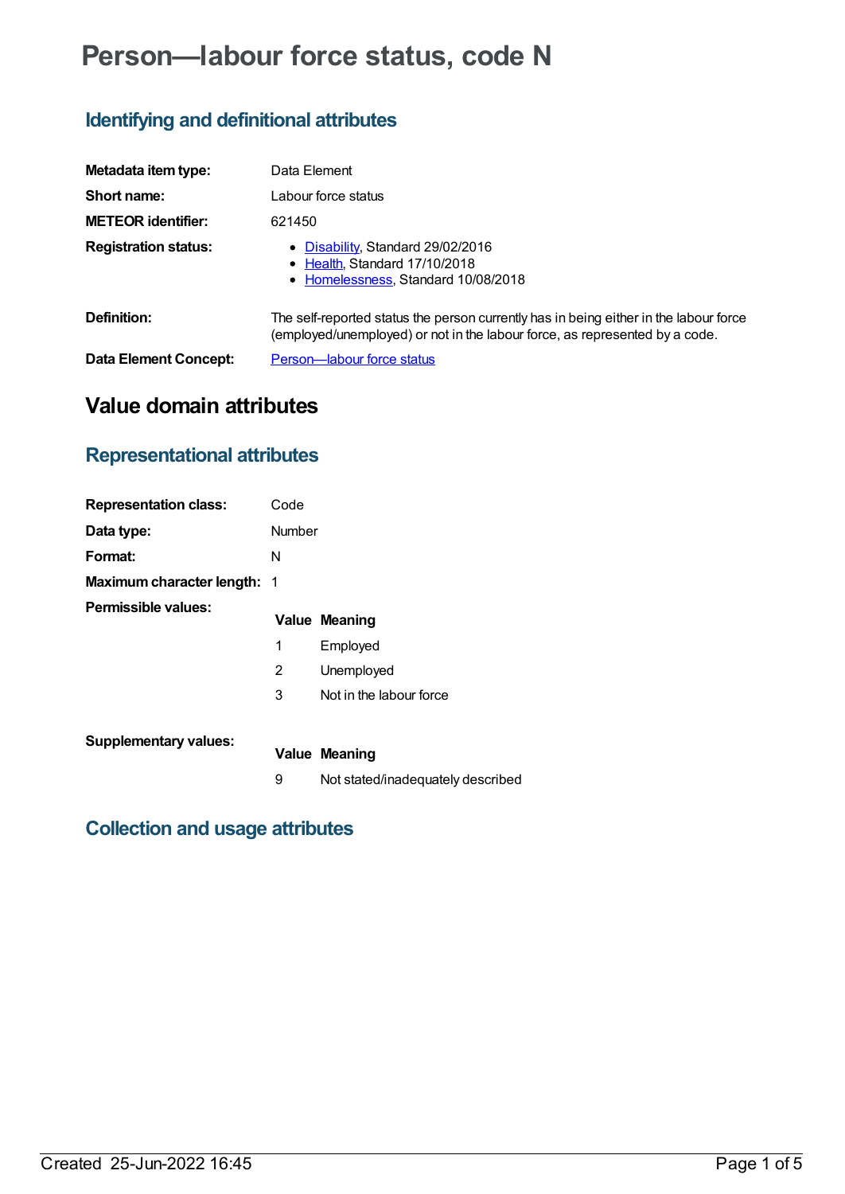# Person—labour force status, code N

## Identifying and definitional attributes

| | |
|---|---|
| **Metadata item type:** | Data Element |
| **Short name:** | Labour force status |
| **METEOR identifier:** | 621450 |
| **Registration status:** | • Disability, Standard 29/02/2016<br>• Health, Standard 17/10/2018<br>• Homelessness, Standard 10/08/2018 |
| **Definition:** | The self-reported status the person currently has in being either in the labour force (employed/unemployed) or not in the labour force, as represented by a code. |
| **Data Element Concept:** | Person—labour force status |

# Value domain attributes

## Representational attributes

| | |
|---|---|
| **Representation class:** | Code |
| **Data type:** | Number |
| **Format:** | N |
| **Maximum character length:** | 1 |

**Permissible values:**

| Value | Meaning |
|---|---|
| 1 | Employed |
| 2 | Unemployed |
| 3 | Not in the labour force |

**Supplementary values:**

| Value | Meaning |
|---|---|
| 9 | Not stated/inadequately described |

## Collection and usage attributes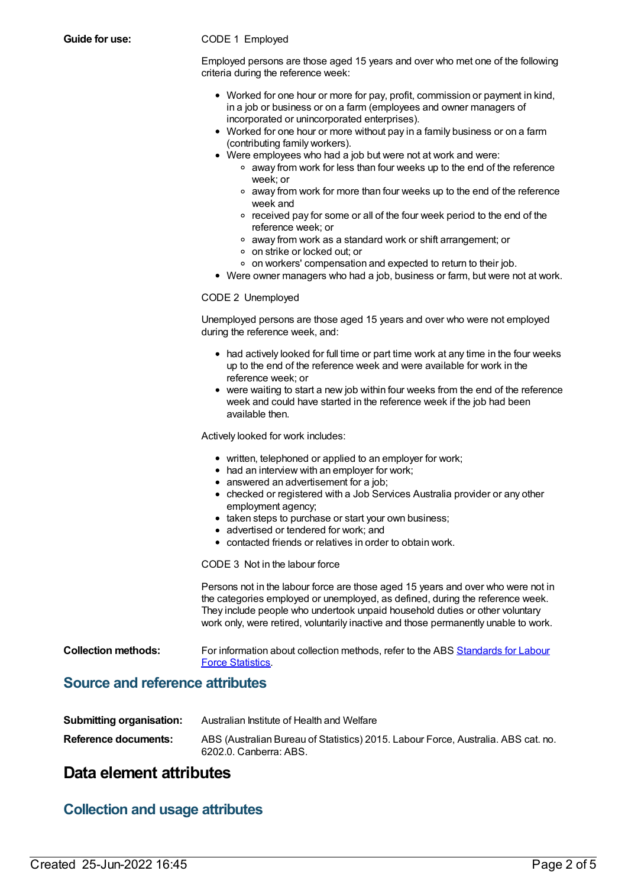**Guide for use:**

CODE 1 Employed

Employed persons are those aged 15 years and over who met one of the following criteria during the reference week:

- Worked for one hour or more for pay, profit, commission or payment in kind, in a job or business or on a farm (employees and owner managers of incorporated or unincorporated enterprises).
- Worked for one hour or more without pay in a family business or on a farm (contributing family workers).
- Were employees who had a job but were not at work and were:
  - away from work for less than four weeks up to the end of the reference week; or
  - away from work for more than four weeks up to the end of the reference week and
  - received pay for some or all of the four week period to the end of the reference week; or
  - away from work as a standard work or shift arrangement; or
  - on strike or locked out; or
  - on workers' compensation and expected to return to their job.
- Were owner managers who had a job, business or farm, but were not at work.

CODE 2 Unemployed

Unemployed persons are those aged 15 years and over who were not employed during the reference week, and:

- had actively looked for full time or part time work at any time in the four weeks up to the end of the reference week and were available for work in the reference week; or
- were waiting to start a new job within four weeks from the end of the reference week and could have started in the reference week if the job had been available then.

Actively looked for work includes:

- written, telephoned or applied to an employer for work;
- had an interview with an employer for work;
- answered an advertisement for a job;
- checked or registered with a Job Services Australia provider or any other employment agency;
- taken steps to purchase or start your own business;
- advertised or tendered for work; and
- contacted friends or relatives in order to obtain work.

CODE 3 Not in the labour force

Persons not in the labour force are those aged 15 years and over who were not in the categories employed or unemployed, as defined, during the reference week. They include people who undertook unpaid household duties or other voluntary work only, were retired, voluntarily inactive and those permanently unable to work.

**Collection methods:** For information about collection methods, refer to the ABS Standards for Labour Force Statistics.

## Source and reference attributes

**Submitting organisation:** Australian Institute of Health and Welfare

**Reference documents:** ABS (Australian Bureau of Statistics) 2015. Labour Force, Australia. ABS cat. no. 6202.0. Canberra: ABS.

# Data element attributes

## Collection and usage attributes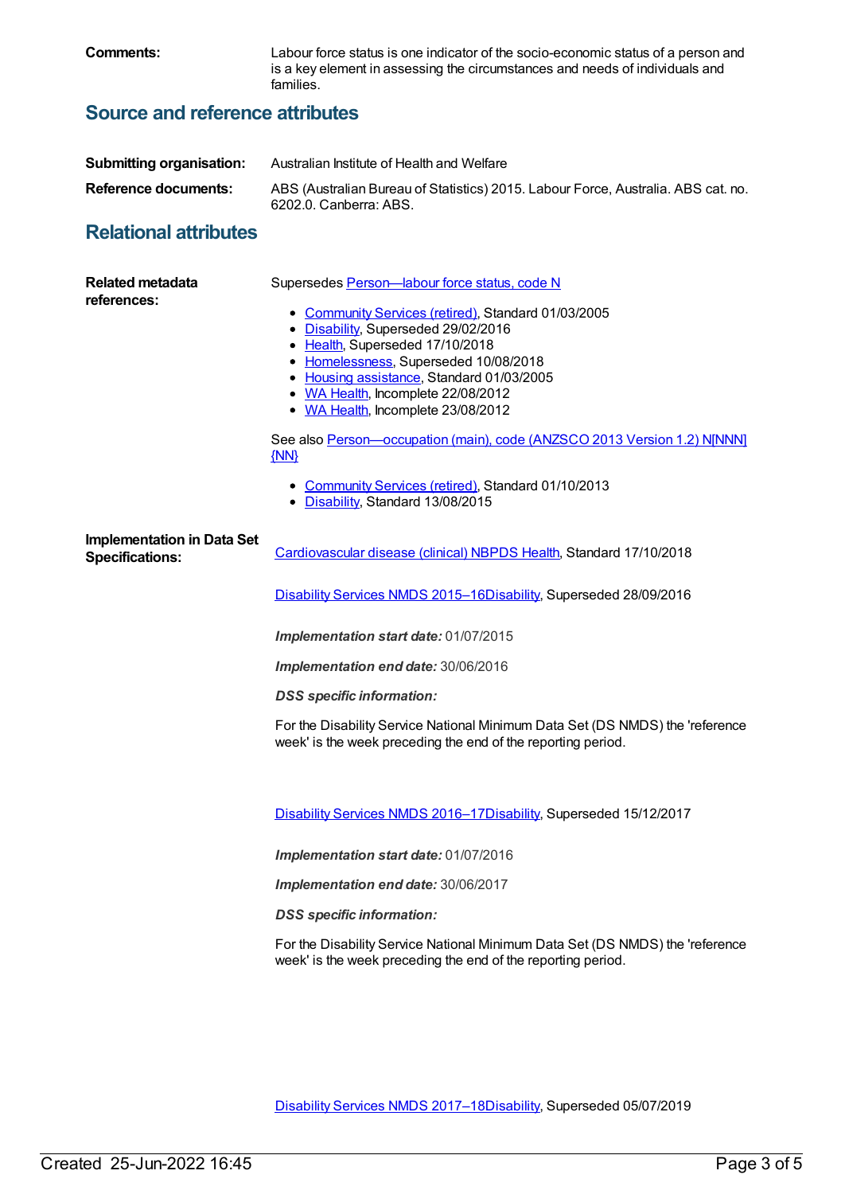**Comments:** Labour force status is one indicator of the socio-economic status of a person and is a key element in assessing the circumstances and needs of individuals and families.

## Source and reference attributes

**Submitting organisation:** Australian Institute of Health and Welfare

**Reference documents:** ABS (Australian Bureau of Statistics) 2015. Labour Force, Australia. ABS cat. no. 6202.0. Canberra: ABS.

## Relational attributes

**Related metadata references:**

Supersedes Person—labour force status, code N

- Community Services (retired), Standard 01/03/2005
- Disability, Superseded 29/02/2016
- Health, Superseded 17/10/2018
- Homelessness, Superseded 10/08/2018
- Housing assistance, Standard 01/03/2005
- WA Health, Incomplete 22/08/2012
- WA Health, Incomplete 23/08/2012

See also Person—occupation (main), code (ANZSCO 2013 Version 1.2) N[NNN]{NN}

- Community Services (retired), Standard 01/10/2013
- Disability, Standard 13/08/2015

**Implementation in Data Set Specifications:**

Cardiovascular disease (clinical) NBPDS Health, Standard 17/10/2018

Disability Services NMDS 2015–16Disability, Superseded 28/09/2016

***Implementation start date:*** 01/07/2015

***Implementation end date:*** 30/06/2016

***DSS specific information:***

For the Disability Service National Minimum Data Set (DS NMDS) the 'reference week' is the week preceding the end of the reporting period.

Disability Services NMDS 2016–17Disability, Superseded 15/12/2017

***Implementation start date:*** 01/07/2016

***Implementation end date:*** 30/06/2017

***DSS specific information:***

For the Disability Service National Minimum Data Set (DS NMDS) the 'reference week' is the week preceding the end of the reporting period.

Disability Services NMDS 2017–18Disability, Superseded 05/07/2019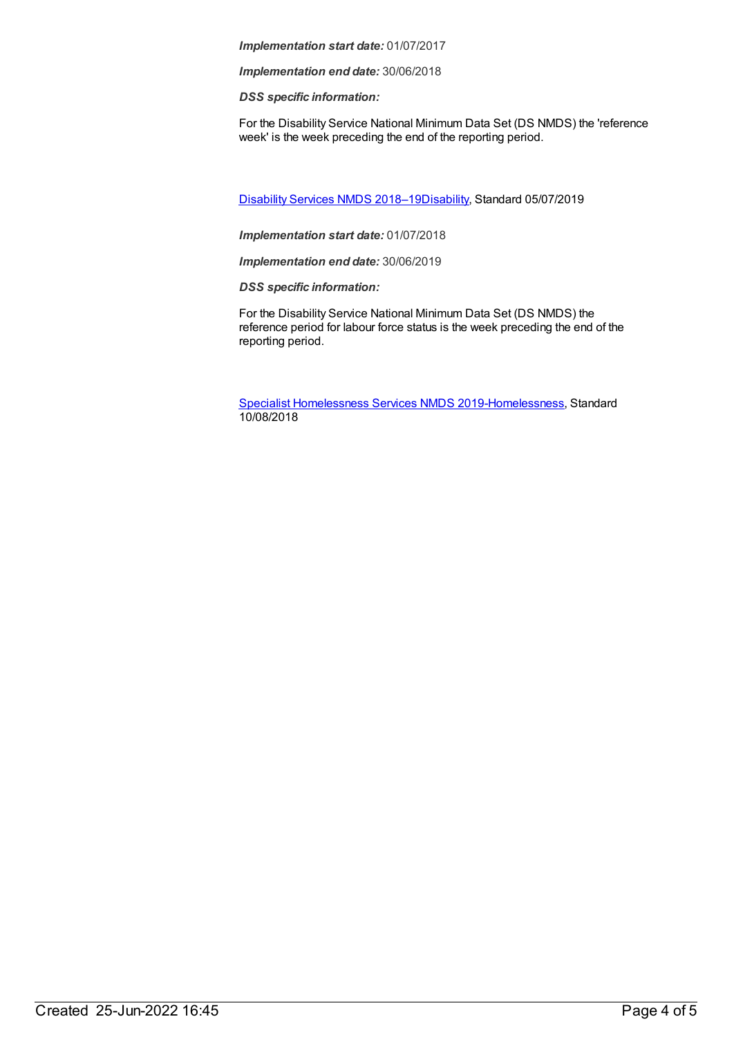***Implementation start date:*** 01/07/2017

***Implementation end date:*** 30/06/2018

***DSS specific information:***

For the Disability Service National Minimum Data Set (DS NMDS) the 'reference week' is the week preceding the end of the reporting period.

Disability Services NMDS 2018–19Disability, Standard 05/07/2019

***Implementation start date:*** 01/07/2018

***Implementation end date:*** 30/06/2019

***DSS specific information:***

For the Disability Service National Minimum Data Set (DS NMDS) the reference period for labour force status is the week preceding the end of the reporting period.

Specialist Homelessness Services NMDS 2019-Homelessness, Standard 10/08/2018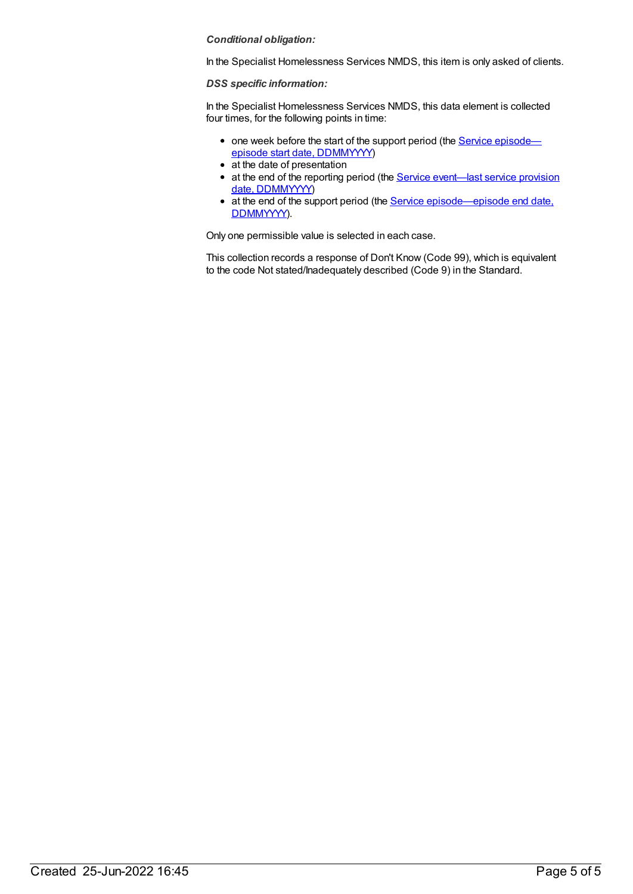***Conditional obligation:***

In the Specialist Homelessness Services NMDS, this item is only asked of clients.

***DSS specific information:***

In the Specialist Homelessness Services NMDS, this data element is collected four times, for the following points in time:

- one week before the start of the support period (the Service episode—episode start date, DDMMYYYY)
- at the date of presentation
- at the end of the reporting period (the Service event—last service provision date, DDMMYYYY)
- at the end of the support period (the Service episode—episode end date, DDMMYYYY).

Only one permissible value is selected in each case.

This collection records a response of Don't Know (Code 99), which is equivalent to the code Not stated/Inadequately described (Code 9) in the Standard.